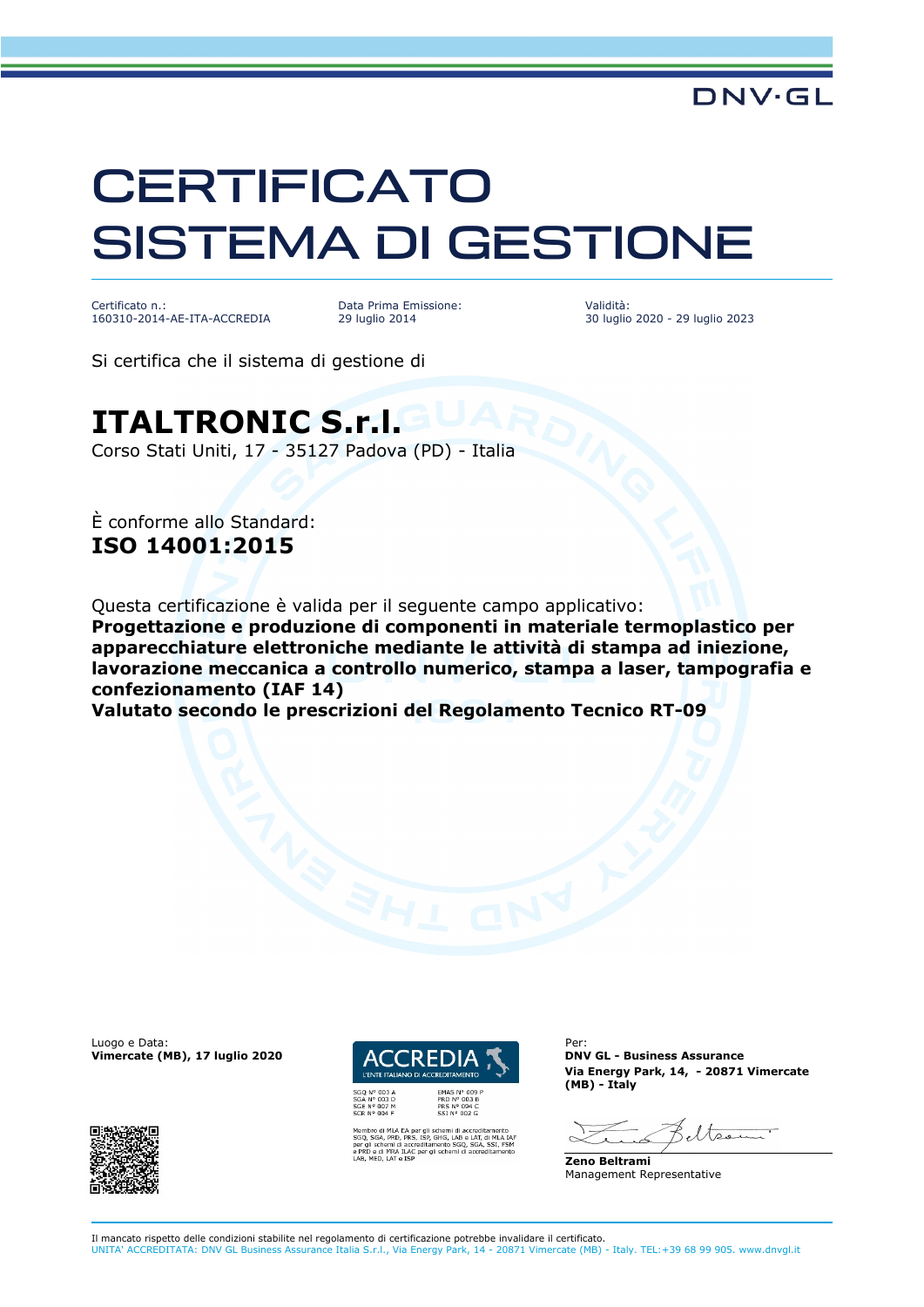DNV·GL

# CERTIFICATO SISTEMA DI GESTIONE

| Certificato n.: | Data Prima Emissione: | Validità: |
|---|---|---|
| 160310-2014-AE-ITA-ACCREDIA | 29 luglio 2014 | 30 luglio 2020 - 29 luglio 2023 |

Si certifica che il sistema di gestione di

## ITALTRONIC S.r.l.

Corso Stati Uniti, 17 - 35127 Padova (PD) - Italia

È conforme allo Standard:

**ISO 14001:2015**

Questa certificazione è valida per il seguente campo applicativo:

**Progettazione e produzione di componenti in materiale termoplastico per apparecchiature elettroniche mediante le attività di stampa ad iniezione, lavorazione meccanica a controllo numerico, stampa a laser, tampografia e confezionamento (IAF 14)**

**Valutato secondo le prescrizioni del Regolamento Tecnico RT-09**

Luogo e Data:
**Vimercate (MB), 17 luglio 2020**

ACCREDIA
L'ENTE ITALIANO DI ACCREDITAMENTO

SGQ N° 003 A
SGA N° 003 D
SGE N° 007 M
SCR N° 004 F

EMAS N° 009 P
PRD N° 003 B
PRS N° 094 C
SSI N° 002 G

Membro di MLA EA per gli schemi di accreditamento SGQ, SGA, PRD, PRS, ISP, GHG, LAB e LAT, di MLA IAF per gli schemi di accreditamento SGQ, SGA, SSI, FSM e PRD e di MRA ILAC per gli schemi di accreditamento LAB, MED, LAT e ISP

Per:
**DNV GL - Business Assurance**
**Via Energy Park, 14, - 20871 Vimercate (MB) - Italy**

**Zeno Beltrami**
Management Representative

Il mancato rispetto delle condizioni stabilite nel regolamento di certificazione potrebbe invalidare il certificato.
UNITA' ACCREDITATA: DNV GL Business Assurance Italia S.r.l., Via Energy Park, 14 - 20871 Vimercate (MB) - Italy. TEL:+39 68 99 905. www.dnvgl.it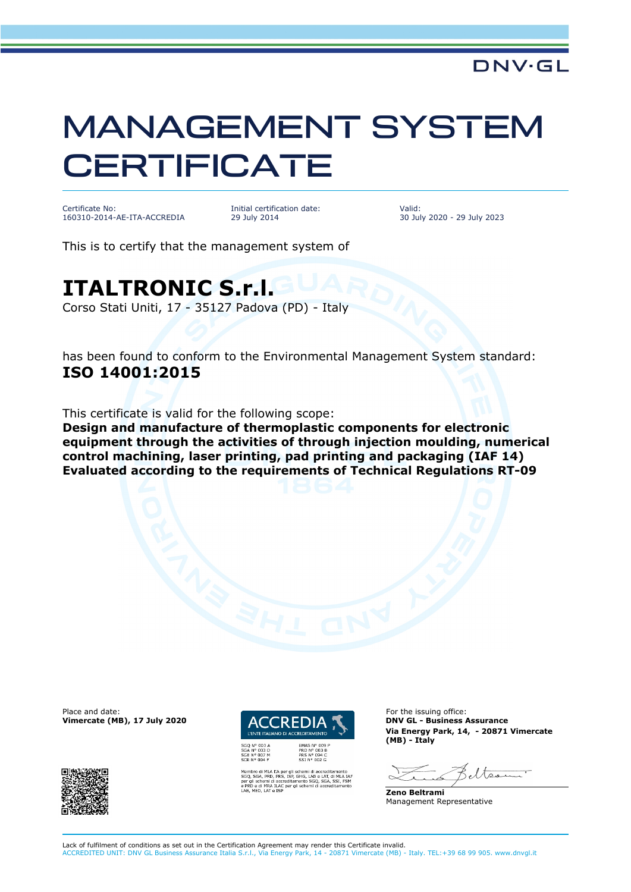DNV·GL

# MANAGEMENT SYSTEM CERTIFICATE

| Certificate No: | Initial certification date: | Valid: |
|---|---|---|
| 160310-2014-AE-ITA-ACCREDIA | 29 July 2014 | 30 July 2020 - 29 July 2023 |

This is to certify that the management system of

## ITALTRONIC S.r.l.

Corso Stati Uniti, 17 - 35127 Padova (PD) - Italy

has been found to conform to the Environmental Management System standard:

**ISO 14001:2015**

This certificate is valid for the following scope:

**Design and manufacture of thermoplastic components for electronic equipment through the activities of through injection moulding, numerical control machining, laser printing, pad printing and packaging (IAF 14)**
**Evaluated according to the requirements of Technical Regulations RT-09**

Place and date:
**Vimercate (MB), 17 July 2020**

ACCREDIA
L'ENTE ITALIANO DI ACCREDITAMENTO

SGQ N° 003 A
SGA N° 003 D
SGE N° 007 M
SCR N° 004 F

EMAS N° 009 P
PRD N° 003 B
PRS N° 094 C
SSI N° 002 G

Membro di MLA EA per gli schemi di accreditamento SGQ, SGA, PRD, PRS, ISP, GHG, LAB e LAT, di MLA IAF per gli schemi di accreditamento SGQ, SGA, SSI, FSM e PRD e di MRA ILAC per gli schemi di accreditamento LAB, MED, LAT e ISP

For the issuing office:
**DNV GL - Business Assurance**
**Via Energy Park, 14, - 20871 Vimercate (MB) - Italy**

**Zeno Beltrami**
Management Representative

Lack of fulfilment of conditions as set out in the Certification Agreement may render this Certificate invalid.
ACCREDITED UNIT: DNV GL Business Assurance Italia S.r.l., Via Energy Park, 14 - 20871 Vimercate (MB) - Italy. TEL:+39 68 99 905. www.dnvgl.it